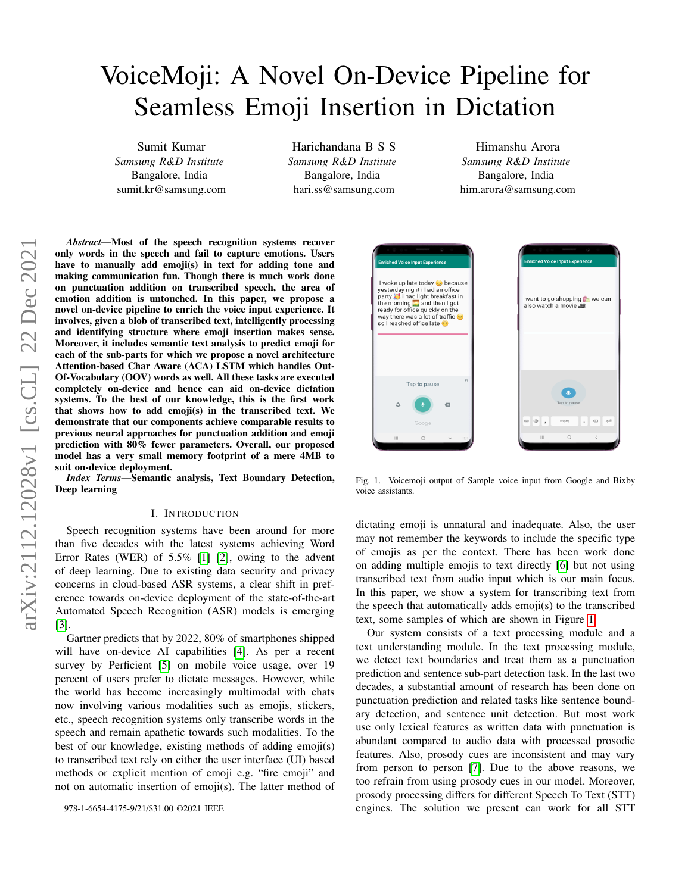# VoiceMoji: A Novel On-Device Pipeline for Seamless Emoji Insertion in Dictation

Sumit Kumar
*Samsung R&D Institute*
Bangalore, India
sumit.kr@samsung.com

Harichandana B S S
*Samsung R&D Institute*
Bangalore, India
hari.ss@samsung.com

Himanshu Arora
*Samsung R&D Institute*
Bangalore, India
him.arora@samsung.com

***Abstract*—Most of the speech recognition systems recover only words in the speech and fail to capture emotions. Users have to manually add emoji(s) in text for adding tone and making communication fun. Though there is much work done on punctuation addition on transcribed speech, the area of emotion addition is untouched. In this paper, we propose a novel on-device pipeline to enrich the voice input experience. It involves, given a blob of transcribed text, intelligently processing and identifying structure where emoji insertion makes sense. Moreover, it includes semantic text analysis to predict emoji for each of the sub-parts for which we propose a novel architecture Attention-based Char Aware (ACA) LSTM which handles Out-Of-Vocabulary (OOV) words as well. All these tasks are executed completely on-device and hence can aid on-device dictation systems. To the best of our knowledge, this is the first work that shows how to add emoji(s) in the transcribed text. We demonstrate that our components achieve comparable results to previous neural approaches for punctuation addition and emoji prediction with 80% fewer parameters. Overall, our proposed model has a very small memory footprint of a mere 4MB to suit on-device deployment.**

***Index Terms*—Semantic analysis, Text Boundary Detection, Deep learning**

## I. Introduction

Speech recognition systems have been around for more than five decades with the latest systems achieving Word Error Rates (WER) of 5.5% [1] [2], owing to the advent of deep learning. Due to existing data security and privacy concerns in cloud-based ASR systems, a clear shift in preference towards on-device deployment of the state-of-the-art Automated Speech Recognition (ASR) models is emerging [3].

Gartner predicts that by 2022, 80% of smartphones shipped will have on-device AI capabilities [4]. As per a recent survey by Perficient [5] on mobile voice usage, over 19 percent of users prefer to dictate messages. However, while the world has become increasingly multimodal with chats now involving various modalities such as emojis, stickers, etc., speech recognition systems only transcribe words in the speech and remain apathetic towards such modalities. To the best of our knowledge, existing methods of adding emoji(s) to transcribed text rely on either the user interface (UI) based methods or explicit mention of emoji e.g. "fire emoji" and not on automatic insertion of emoji(s). The latter method of dictating emoji is unnatural and inadequate. Also, the user may not remember the keywords to include the specific type of emojis as per the context. There has been work done on adding multiple emojis to text directly [6] but not using transcribed text from audio input which is our main focus. In this paper, we show a system for transcribing text from the speech that automatically adds emoji(s) to the transcribed text, some samples of which are shown in Figure 1.

Fig. 1. Voicemoji output of Sample voice input from Google and Bixby voice assistants.

Our system consists of a text processing module and a text understanding module. In the text processing module, we detect text boundaries and treat them as a punctuation prediction and sentence sub-part detection task. In the last two decades, a substantial amount of research has been done on punctuation prediction and related tasks like sentence boundary detection, and sentence unit detection. But most work use only lexical features as written data with punctuation is abundant compared to audio data with processed prosodic features. Also, prosody cues are inconsistent and may vary from person to person [7]. Due to the above reasons, we too refrain from using prosody cues in our model. Moreover, prosody processing differs for different Speech To Text (STT) engines. The solution we present can work for all STT

978-1-6654-4175-9/21/$31.00 ©2021 IEEE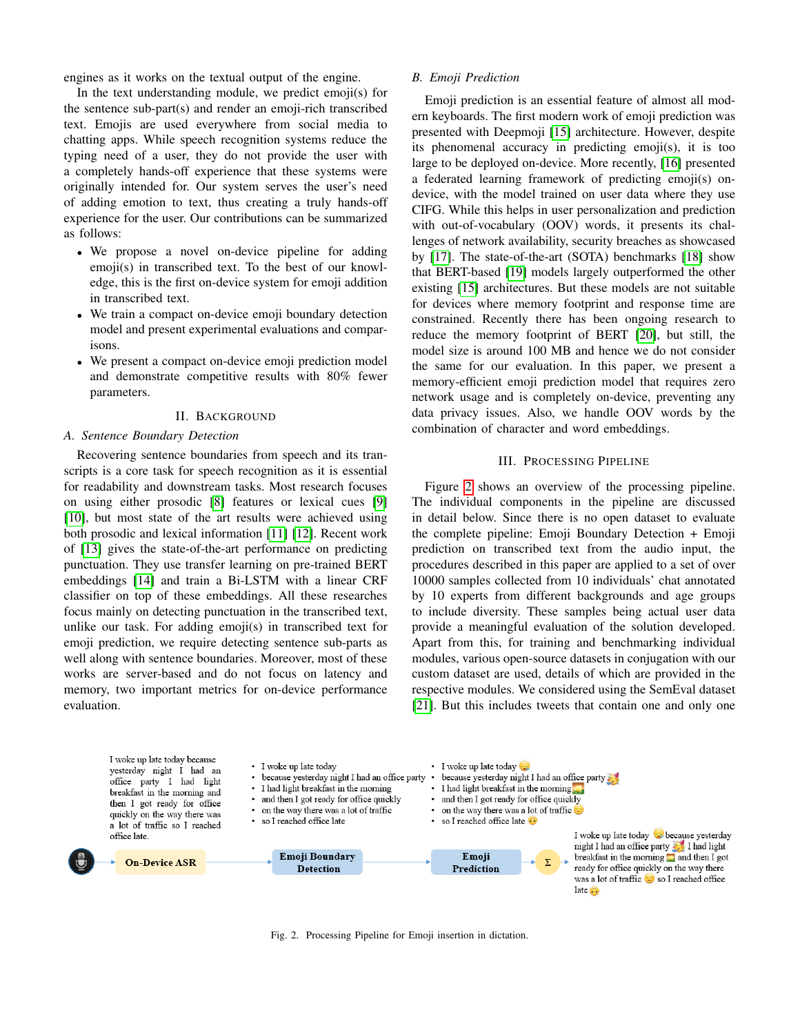engines as it works on the textual output of the engine.

In the text understanding module, we predict emoji(s) for the sentence sub-part(s) and render an emoji-rich transcribed text. Emojis are used everywhere from social media to chatting apps. While speech recognition systems reduce the typing need of a user, they do not provide the user with a completely hands-off experience that these systems were originally intended for. Our system serves the user's need of adding emotion to text, thus creating a truly hands-off experience for the user. Our contributions can be summarized as follows:

- We propose a novel on-device pipeline for adding emoji(s) in transcribed text. To the best of our knowledge, this is the first on-device system for emoji addition in transcribed text.
- We train a compact on-device emoji boundary detection model and present experimental evaluations and comparisons.
- We present a compact on-device emoji prediction model and demonstrate competitive results with 80% fewer parameters.

## II. Background

### A. Sentence Boundary Detection

Recovering sentence boundaries from speech and its transcripts is a core task for speech recognition as it is essential for readability and downstream tasks. Most research focuses on using either prosodic [8] features or lexical cues [9] [10], but most state of the art results were achieved using both prosodic and lexical information [11] [12]. Recent work of [13] gives the state-of-the-art performance on predicting punctuation. They use transfer learning on pre-trained BERT embeddings [14] and train a Bi-LSTM with a linear CRF classifier on top of these embeddings. All these researches focus mainly on detecting punctuation in the transcribed text, unlike our task. For adding emoji(s) in transcribed text for emoji prediction, we require detecting sentence sub-parts as well along with sentence boundaries. Moreover, most of these works are server-based and do not focus on latency and memory, two important metrics for on-device performance evaluation.

### B. Emoji Prediction

Emoji prediction is an essential feature of almost all modern keyboards. The first modern work of emoji prediction was presented with Deepmoji [15] architecture. However, despite its phenomenal accuracy in predicting emoji(s), it is too large to be deployed on-device. More recently, [16] presented a federated learning framework of predicting emoji(s) on-device, with the model trained on user data where they use CIFG. While this helps in user personalization and prediction with out-of-vocabulary (OOV) words, it presents its challenges of network availability, security breaches as showcased by [17]. The state-of-the-art (SOTA) benchmarks [18] show that BERT-based [19] models largely outperformed the other existing [15] architectures. But these models are not suitable for devices where memory footprint and response time are constrained. Recently there has been ongoing research to reduce the memory footprint of BERT [20], but still, the model size is around 100 MB and hence we do not consider the same for our evaluation. In this paper, we present a memory-efficient emoji prediction model that requires zero network usage and is completely on-device, preventing any data privacy issues. Also, we handle OOV words by the combination of character and word embeddings.

## III. Processing Pipeline

Figure 2 shows an overview of the processing pipeline. The individual components in the pipeline are discussed in detail below. Since there is no open dataset to evaluate the complete pipeline: Emoji Boundary Detection + Emoji prediction on transcribed text from the audio input, the procedures described in this paper are applied to a set of over 10000 samples collected from 10 individuals' chat annotated by 10 experts from different backgrounds and age groups to include diversity. These samples being actual user data provide a meaningful evaluation of the solution developed. Apart from this, for training and benchmarking individual modules, various open-source datasets in conjugation with our custom dataset are used, details of which are provided in the respective modules. We considered using the SemEval dataset [21]. But this includes tweets that contain one and only one

Fig. 2. Processing Pipeline for Emoji insertion in dictation.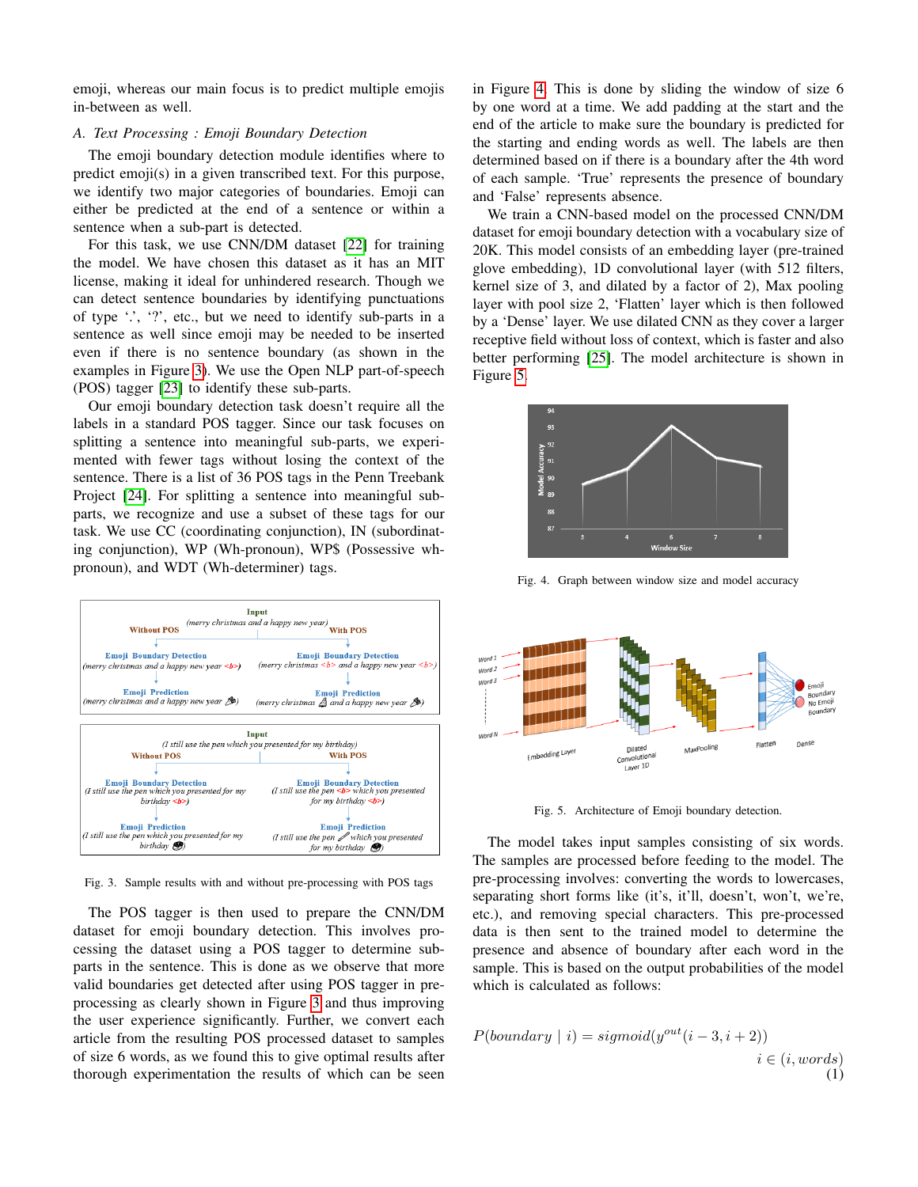emoji, whereas our main focus is to predict multiple emojis in-between as well.

### A. Text Processing : Emoji Boundary Detection

The emoji boundary detection module identifies where to predict emoji(s) in a given transcribed text. For this purpose, we identify two major categories of boundaries. Emoji can either be predicted at the end of a sentence or within a sentence when a sub-part is detected.

For this task, we use CNN/DM dataset [22] for training the model. We have chosen this dataset as it has an MIT license, making it ideal for unhindered research. Though we can detect sentence boundaries by identifying punctuations of type '.', '?', etc., but we need to identify sub-parts in a sentence as well since emoji may be needed to be inserted even if there is no sentence boundary (as shown in the examples in Figure 3). We use the Open NLP part-of-speech (POS) tagger [23] to identify these sub-parts.

Our emoji boundary detection task doesn't require all the labels in a standard POS tagger. Since our task focuses on splitting a sentence into meaningful sub-parts, we experimented with fewer tags without losing the context of the sentence. There is a list of 36 POS tags in the Penn Treebank Project [24]. For splitting a sentence into meaningful sub-parts, we recognize and use a subset of these tags for our task. We use CC (coordinating conjunction), IN (subordinating conjunction), WP (Wh-pronoun), WP$ (Possessive wh-pronoun), and WDT (Wh-determiner) tags.

Fig. 3. Sample results with and without pre-processing with POS tags

The POS tagger is then used to prepare the CNN/DM dataset for emoji boundary detection. This involves processing the dataset using a POS tagger to determine sub-parts in the sentence. This is done as we observe that more valid boundaries get detected after using POS tagger in pre-processing as clearly shown in Figure 3 and thus improving the user experience significantly. Further, we convert each article from the resulting POS processed dataset to samples of size 6 words, as we found this to give optimal results after thorough experimentation the results of which can be seen in Figure 4. This is done by sliding the window of size 6 by one word at a time. We add padding at the start and the end of the article to make sure the boundary is predicted for the starting and ending words as well. The labels are then determined based on if there is a boundary after the 4th word of each sample. 'True' represents the presence of boundary and 'False' represents absence.

We train a CNN-based model on the processed CNN/DM dataset for emoji boundary detection with a vocabulary size of 20K. This model consists of an embedding layer (pre-trained glove embedding), 1D convolutional layer (with 512 filters, kernel size of 3, and dilated by a factor of 2), Max pooling layer with pool size 2, 'Flatten' layer which is then followed by a 'Dense' layer. We use dilated CNN as they cover a larger receptive field without loss of context, which is faster and also better performing [25]. The model architecture is shown in Figure 5.

Fig. 4. Graph between window size and model accuracy

Fig. 5. Architecture of Emoji boundary detection.

The model takes input samples consisting of six words. The samples are processed before feeding to the model. The pre-processing involves: converting the words to lowercases, separating short forms like (it's, it'll, doesn't, won't, we're, etc.), and removing special characters. This pre-processed data is then sent to the trained model to determine the presence and absence of boundary after each word in the sample. This is based on the output probabilities of the model which is calculated as follows:

$$P(boundary \mid i) = sigmoid(y^{out}(i-3, i+2)) \quad i \in (i, words) \tag{1}$$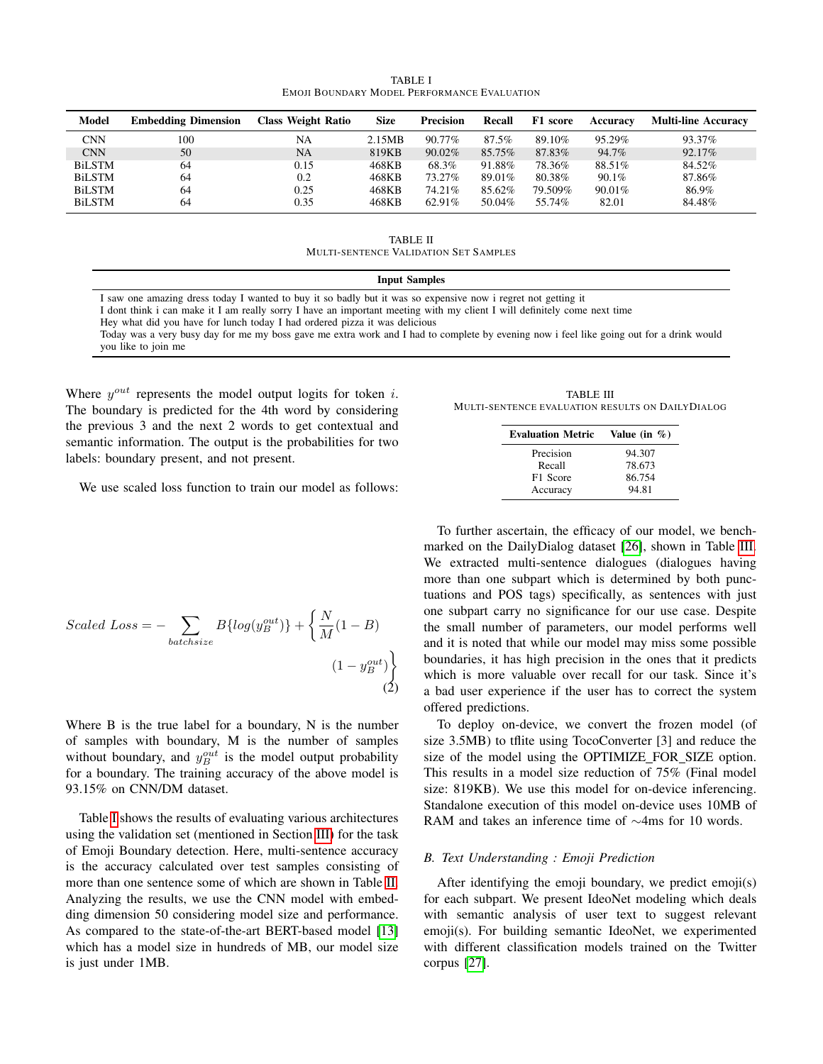TABLE I
EMOJI BOUNDARY MODEL PERFORMANCE EVALUATION

| Model | Embedding Dimension | Class Weight Ratio | Size | Precision | Recall | F1 score | Accuracy | Multi-line Accuracy |
|---|---|---|---|---|---|---|---|---|
| CNN | 100 | NA | 2.15MB | 90.77% | 87.5% | 89.10% | 95.29% | 93.37% |
| CNN | 50 | NA | 819KB | 90.02% | 85.75% | 87.83% | 94.7% | 92.17% |
| BiLSTM | 64 | 0.15 | 468KB | 68.3% | 91.88% | 78.36% | 88.51% | 84.52% |
| BiLSTM | 64 | 0.2 | 468KB | 73.27% | 89.01% | 80.38% | 90.1% | 87.86% |
| BiLSTM | 64 | 0.25 | 468KB | 74.21% | 85.62% | 79.509% | 90.01% | 86.9% |
| BiLSTM | 64 | 0.35 | 468KB | 62.91% | 50.04% | 55.74% | 82.01 | 84.48% |

TABLE II
MULTI-SENTENCE VALIDATION SET SAMPLES

| Input Samples |
|---|
| I saw one amazing dress today I wanted to buy it so badly but it was so expensive now i regret not getting it |
| I dont think i can make it I am really sorry I have an important meeting with my client I will definitely come next time |
| Hey what did you have for lunch today I had ordered pizza it was delicious |
| Today was a very busy day for me my boss gave me extra work and I had to complete by evening now i feel like going out for a drink would you like to join me |

Where $y^{out}$ represents the model output logits for token $i$. The boundary is predicted for the 4th word by considering the previous 3 and the next 2 words to get contextual and semantic information. The output is the probabilities for two labels: boundary present, and not present.

We use scaled loss function to train our model as follows:

$$Scaled\ Loss = -\sum_{batchsize} B\{log(y_B^{out})\} + \left\{\frac{N}{M}(1-B)(1-y_B^{out})\right\} \tag{2}$$

Where B is the true label for a boundary, N is the number of samples with boundary, M is the number of samples without boundary, and $y_B^{out}$ is the model output probability for a boundary. The training accuracy of the above model is 93.15% on CNN/DM dataset.

Table I shows the results of evaluating various architectures using the validation set (mentioned in Section III) for the task of Emoji Boundary detection. Here, multi-sentence accuracy is the accuracy calculated over test samples consisting of more than one sentence some of which are shown in Table II. Analyzing the results, we use the CNN model with embedding dimension 50 considering model size and performance. As compared to the state-of-the-art BERT-based model [13] which has a model size in hundreds of MB, our model size is just under 1MB.

TABLE III
MULTI-SENTENCE EVALUATION RESULTS ON DAILYDIALOG

| Evaluation Metric | Value (in %) |
|---|---|
| Precision | 94.307 |
| Recall | 78.673 |
| F1 Score | 86.754 |
| Accuracy | 94.81 |

To further ascertain, the efficacy of our model, we benchmarked on the DailyDialog dataset [26], shown in Table III. We extracted multi-sentence dialogues (dialogues having more than one subpart which is determined by both punctuations and POS tags) specifically, as sentences with just one subpart carry no significance for our use case. Despite the small number of parameters, our model performs well and it is noted that while our model may miss some possible boundaries, it has high precision in the ones that it predicts which is more valuable over recall for our task. Since it's a bad user experience if the user has to correct the system offered predictions.

To deploy on-device, we convert the frozen model (of size 3.5MB) to tflite using TocoConverter [3] and reduce the size of the model using the OPTIMIZE_FOR_SIZE option. This results in a model size reduction of 75% (Final model size: 819KB). We use this model for on-device inferencing. Standalone execution of this model on-device uses 10MB of RAM and takes an inference time of ∼4ms for 10 words.

### B. Text Understanding : Emoji Prediction

After identifying the emoji boundary, we predict emoji(s) for each subpart. We present IdeoNet modeling which deals with semantic analysis of user text to suggest relevant emoji(s). For building semantic IdeoNet, we experimented with different classification models trained on the Twitter corpus [27].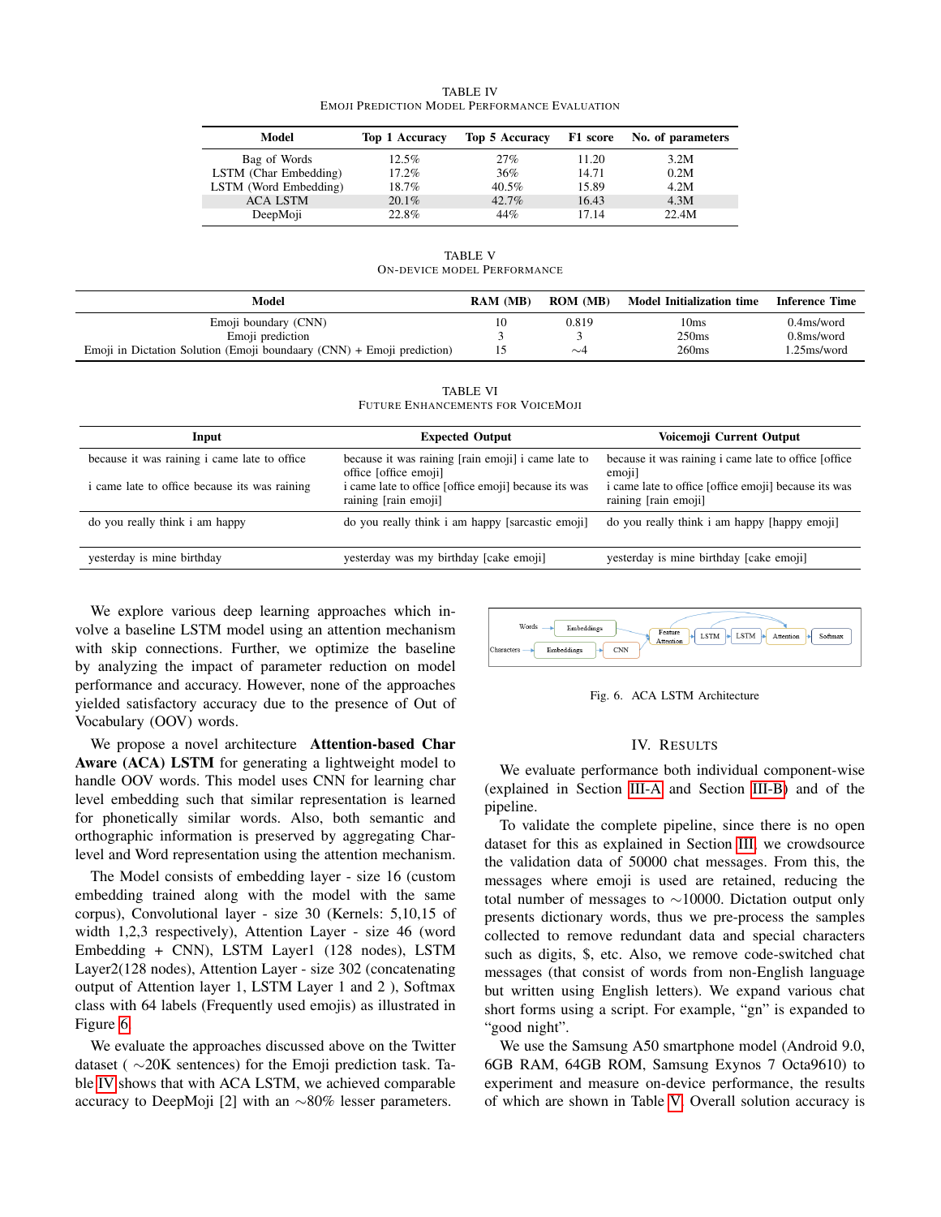TABLE IV
EMOJI PREDICTION MODEL PERFORMANCE EVALUATION

| Model | Top 1 Accuracy | Top 5 Accuracy | F1 score | No. of parameters |
|---|---|---|---|---|
| Bag of Words | 12.5% | 27% | 11.20 | 3.2M |
| LSTM (Char Embedding) | 17.2% | 36% | 14.71 | 0.2M |
| LSTM (Word Embedding) | 18.7% | 40.5% | 15.89 | 4.2M |
| ACA LSTM | 20.1% | 42.7% | 16.43 | 4.3M |
| DeepMoji | 22.8% | 44% | 17.14 | 22.4M |

TABLE V
ON-DEVICE MODEL PERFORMANCE

| Model | RAM (MB) | ROM (MB) | Model Initialization time | Inference Time |
|---|---|---|---|---|
| Emoji boundary (CNN) | 10 | 0.819 | 10ms | 0.4ms/word |
| Emoji prediction | 3 | 3 | 250ms | 0.8ms/word |
| Emoji in Dictation Solution (Emoji boundaary (CNN) + Emoji prediction) | 15 | ~4 | 260ms | 1.25ms/word |

TABLE VI
FUTURE ENHANCEMENTS FOR VOICEMOJI

| Input | Expected Output | Voicemoji Current Output |
|---|---|---|
| because it was raining i came late to office | because it was raining [rain emoji] i came late to office [office emoji] | because it was raining i came late to office [office emoji] |
| i came late to office because its was raining | i came late to office [office emoji] because its was raining [rain emoji] | i came late to office [office emoji] because its was raining [rain emoji] |
| do you really think i am happy | do you really think i am happy [sarcastic emoji] | do you really think i am happy [happy emoji] |
| yesterday is mine birthday | yesterday was my birthday [cake emoji] | yesterday is mine birthday [cake emoji] |

We explore various deep learning approaches which involve a baseline LSTM model using an attention mechanism with skip connections. Further, we optimize the baseline by analyzing the impact of parameter reduction on model performance and accuracy. However, none of the approaches yielded satisfactory accuracy due to the presence of Out of Vocabulary (OOV) words.

We propose a novel architecture **Attention-based Char Aware (ACA) LSTM** for generating a lightweight model to handle OOV words. This model uses CNN for learning char level embedding such that similar representation is learned for phonetically similar words. Also, both semantic and orthographic information is preserved by aggregating Char-level and Word representation using the attention mechanism.

The Model consists of embedding layer - size 16 (custom embedding trained along with the model with the same corpus), Convolutional layer - size 30 (Kernels: 5,10,15 of width 1,2,3 respectively), Attention Layer - size 46 (word Embedding + CNN), LSTM Layer1 (128 nodes), LSTM Layer2(128 nodes), Attention Layer - size 302 (concatenating output of Attention layer 1, LSTM Layer 1 and 2 ), Softmax class with 64 labels (Frequently used emojis) as illustrated in Figure 6.

We evaluate the approaches discussed above on the Twitter dataset ( ~20K sentences) for the Emoji prediction task. Table IV shows that with ACA LSTM, we achieved comparable accuracy to DeepMoji [2] with an ~80% lesser parameters.

Fig. 6. ACA LSTM Architecture

## IV. RESULTS

We evaluate performance both individual component-wise (explained in Section III-A and Section III-B) and of the pipeline.

To validate the complete pipeline, since there is no open dataset for this as explained in Section III, we crowdsource the validation data of 50000 chat messages. From this, the messages where emoji is used are retained, reducing the total number of messages to ~10000. Dictation output only presents dictionary words, thus we pre-process the samples collected to remove redundant data and special characters such as digits, $, etc. Also, we remove code-switched chat messages (that consist of words from non-English language but written using English letters). We expand various chat short forms using a script. For example, "gn" is expanded to "good night".

We use the Samsung A50 smartphone model (Android 9.0, 6GB RAM, 64GB ROM, Samsung Exynos 7 Octa9610) to experiment and measure on-device performance, the results of which are shown in Table V. Overall solution accuracy is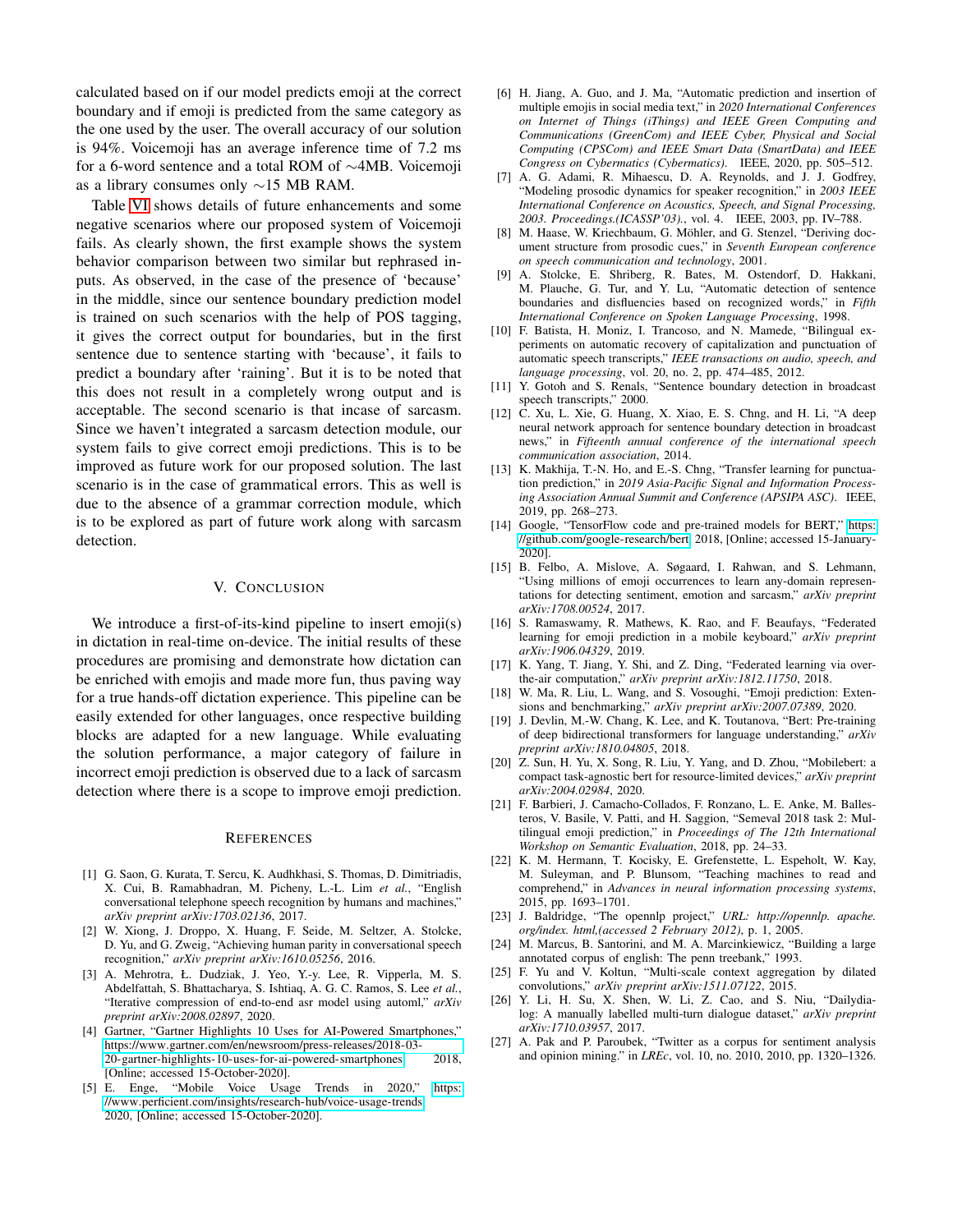calculated based on if our model predicts emoji at the correct boundary and if emoji is predicted from the same category as the one used by the user. The overall accuracy of our solution is 94%. Voicemoji has an average inference time of 7.2 ms for a 6-word sentence and a total ROM of ∼4MB. Voicemoji as a library consumes only ∼15 MB RAM.

Table VI shows details of future enhancements and some negative scenarios where our proposed system of Voicemoji fails. As clearly shown, the first example shows the system behavior comparison between two similar but rephrased inputs. As observed, in the case of the presence of 'because' in the middle, since our sentence boundary prediction model is trained on such scenarios with the help of POS tagging, it gives the correct output for boundaries, but in the first sentence due to sentence starting with 'because', it fails to predict a boundary after 'raining'. But it is to be noted that this does not result in a completely wrong output and is acceptable. The second scenario is that incase of sarcasm. Since we haven't integrated a sarcasm detection module, our system fails to give correct emoji predictions. This is to be improved as future work for our proposed solution. The last scenario is in the case of grammatical errors. This as well is due to the absence of a grammar correction module, which is to be explored as part of future work along with sarcasm detection.

## V. Conclusion

We introduce a first-of-its-kind pipeline to insert emoji(s) in dictation in real-time on-device. The initial results of these procedures are promising and demonstrate how dictation can be enriched with emojis and made more fun, thus paving way for a true hands-off dictation experience. This pipeline can be easily extended for other languages, once respective building blocks are adapted for a new language. While evaluating the solution performance, a major category of failure in incorrect emoji prediction is observed due to a lack of sarcasm detection where there is a scope to improve emoji prediction.

## References

[1] G. Saon, G. Kurata, T. Sercu, K. Audhkhasi, S. Thomas, D. Dimitriadis, X. Cui, B. Ramabhadran, M. Picheny, L.-L. Lim *et al.*, "English conversational telephone speech recognition by humans and machines," *arXiv preprint arXiv:1703.02136*, 2017.

[2] W. Xiong, J. Droppo, X. Huang, F. Seide, M. Seltzer, A. Stolcke, D. Yu, and G. Zweig, "Achieving human parity in conversational speech recognition," *arXiv preprint arXiv:1610.05256*, 2016.

[3] A. Mehrotra, Ł. Dudziak, J. Yeo, Y.-y. Lee, R. Vipperla, M. S. Abdelfattah, S. Bhattacharya, S. Ishtiaq, A. G. C. Ramos, S. Lee *et al.*, "Iterative compression of end-to-end asr model using automl," *arXiv preprint arXiv:2008.02897*, 2020.

[4] Gartner, "Gartner Highlights 10 Uses for AI-Powered Smartphones," https://www.gartner.com/en/newsroom/press-releases/2018-03-20-gartner-highlights-10-uses-for-ai-powered-smartphones, 2018, [Online; accessed 15-October-2020].

[5] E. Enge, "Mobile Voice Usage Trends in 2020," https://www.perficient.com/insights/research-hub/voice-usage-trends, 2020, [Online; accessed 15-October-2020].

[6] H. Jiang, A. Guo, and J. Ma, "Automatic prediction and insertion of multiple emojis in social media text," in *2020 International Conferences on Internet of Things (iThings) and IEEE Green Computing and Communications (GreenCom) and IEEE Cyber, Physical and Social Computing (CPSCom) and IEEE Smart Data (SmartData) and IEEE Congress on Cybermatics (Cybermatics)*. IEEE, 2020, pp. 505–512.

[7] A. G. Adami, R. Mihaescu, D. A. Reynolds, and J. J. Godfrey, "Modeling prosodic dynamics for speaker recognition," in *2003 IEEE International Conference on Acoustics, Speech, and Signal Processing, 2003. Proceedings.(ICASSP'03).*, vol. 4. IEEE, 2003, pp. IV–788.

[8] M. Haase, W. Kriechbaum, G. Möhler, and G. Stenzel, "Deriving document structure from prosodic cues," in *Seventh European conference on speech communication and technology*, 2001.

[9] A. Stolcke, E. Shriberg, R. Bates, M. Ostendorf, D. Hakkani, M. Plauche, G. Tur, and Y. Lu, "Automatic detection of sentence boundaries and disfluencies based on recognized words," in *Fifth International Conference on Spoken Language Processing*, 1998.

[10] F. Batista, H. Moniz, I. Trancoso, and N. Mamede, "Bilingual experiments on automatic recovery of capitalization and punctuation of automatic speech transcripts," *IEEE transactions on audio, speech, and language processing*, vol. 20, no. 2, pp. 474–485, 2012.

[11] Y. Gotoh and S. Renals, "Sentence boundary detection in broadcast speech transcripts," 2000.

[12] C. Xu, L. Xie, G. Huang, X. Xiao, E. S. Chng, and H. Li, "A deep neural network approach for sentence boundary detection in broadcast news," in *Fifteenth annual conference of the international speech communication association*, 2014.

[13] K. Makhija, T.-N. Ho, and E.-S. Chng, "Transfer learning for punctuation prediction," in *2019 Asia-Pacific Signal and Information Processing Association Annual Summit and Conference (APSIPA ASC)*. IEEE, 2019, pp. 268–273.

[14] Google, "TensorFlow code and pre-trained models for BERT," https://github.com/google-research/bert, 2018, [Online; accessed 15-January-2020].

[15] B. Felbo, A. Mislove, A. Søgaard, I. Rahwan, and S. Lehmann, "Using millions of emoji occurrences to learn any-domain representations for detecting sentiment, emotion and sarcasm," *arXiv preprint arXiv:1708.00524*, 2017.

[16] S. Ramaswamy, R. Mathews, K. Rao, and F. Beaufays, "Federated learning for emoji prediction in a mobile keyboard," *arXiv preprint arXiv:1906.04329*, 2019.

[17] K. Yang, T. Jiang, Y. Shi, and Z. Ding, "Federated learning via over-the-air computation," *arXiv preprint arXiv:1812.11750*, 2018.

[18] W. Ma, R. Liu, L. Wang, and S. Vosoughi, "Emoji prediction: Extensions and benchmarking," *arXiv preprint arXiv:2007.07389*, 2020.

[19] J. Devlin, M.-W. Chang, K. Lee, and K. Toutanova, "Bert: Pre-training of deep bidirectional transformers for language understanding," *arXiv preprint arXiv:1810.04805*, 2018.

[20] Z. Sun, H. Yu, X. Song, R. Liu, Y. Yang, and D. Zhou, "Mobilebert: a compact task-agnostic bert for resource-limited devices," *arXiv preprint arXiv:2004.02984*, 2020.

[21] F. Barbieri, J. Camacho-Collados, F. Ronzano, L. E. Anke, M. Ballesteros, V. Basile, V. Patti, and H. Saggion, "Semeval 2018 task 2: Multilingual emoji prediction," in *Proceedings of The 12th International Workshop on Semantic Evaluation*, 2018, pp. 24–33.

[22] K. M. Hermann, T. Kocisky, E. Grefenstette, L. Espeholt, W. Kay, M. Suleyman, and P. Blunsom, "Teaching machines to read and comprehend," in *Advances in neural information processing systems*, 2015, pp. 1693–1701.

[23] J. Baldridge, "The opennlp project," *URL: http://opennlp. apache. org/index. html,(accessed 2 February 2012)*, p. 1, 2005.

[24] M. Marcus, B. Santorini, and M. A. Marcinkiewicz, "Building a large annotated corpus of english: The penn treebank," 1993.

[25] F. Yu and V. Koltun, "Multi-scale context aggregation by dilated convolutions," *arXiv preprint arXiv:1511.07122*, 2015.

[26] Y. Li, H. Su, X. Shen, W. Li, Z. Cao, and S. Niu, "Dailydialog: A manually labelled multi-turn dialogue dataset," *arXiv preprint arXiv:1710.03957*, 2017.

[27] A. Pak and P. Paroubek, "Twitter as a corpus for sentiment analysis and opinion mining." in *LREc*, vol. 10, no. 2010, 2010, pp. 1320–1326.